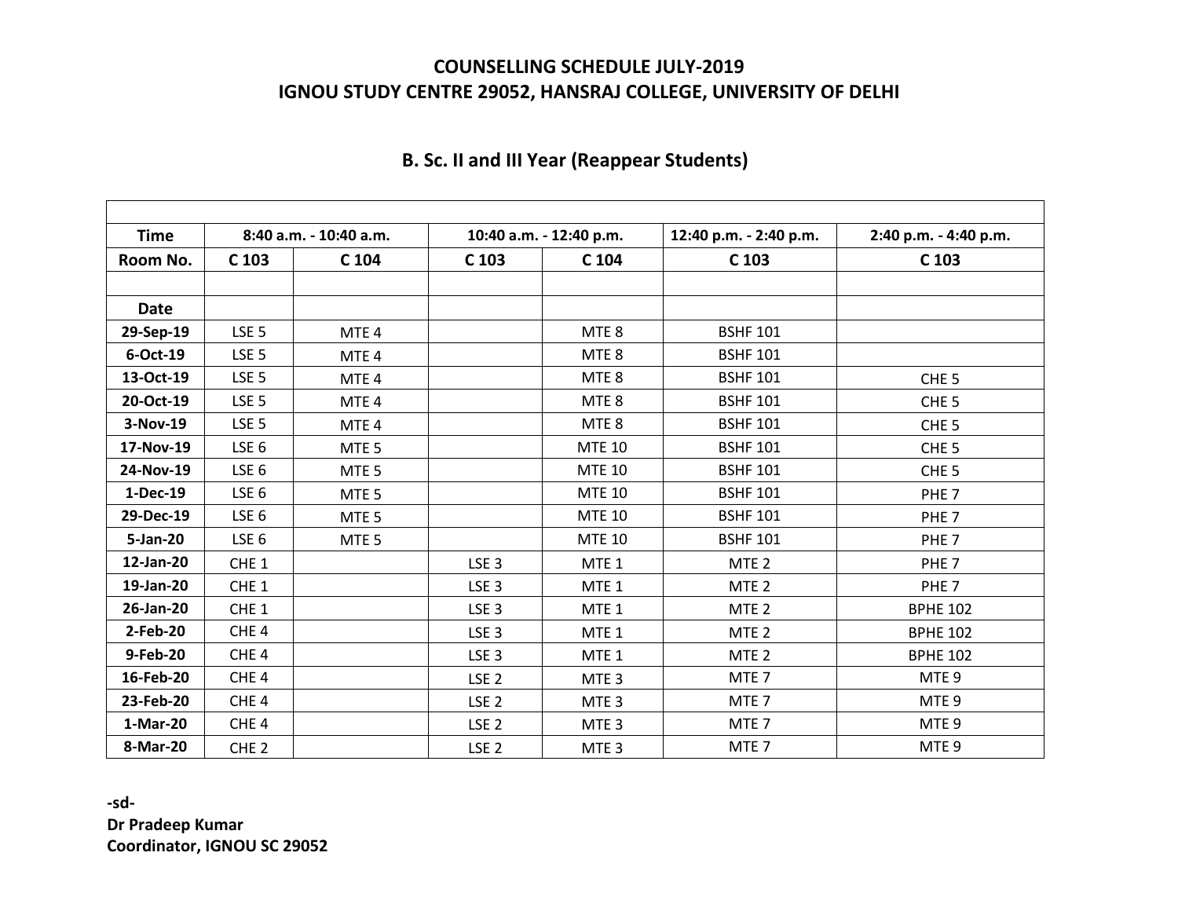**COUNSELLING SCHEDULE JULY-2019**
**IGNOU STUDY CENTRE 29052, HANSRAJ COLLEGE, UNIVERSITY OF DELHI**

**B. Sc. II and III Year (Reappear Students)**

| Time | 8:40 a.m. - 10:40 a.m. | | 10:40 a.m. - 12:40 p.m. | | 12:40 p.m. - 2:40 p.m. | 2:40 p.m. - 4:40 p.m. |
|---|---|---|---|---|---|---|
| **Room No.** | **C 103** | **C 104** | **C 103** | **C 104** | **C 103** | **C 103** |
| | | | | | | |
| **Date** | | | | | | |
| **29-Sep-19** | LSE 5 | MTE 4 | | MTE 8 | BSHF 101 | |
| **6-Oct-19** | LSE 5 | MTE 4 | | MTE 8 | BSHF 101 | |
| **13-Oct-19** | LSE 5 | MTE 4 | | MTE 8 | BSHF 101 | CHE 5 |
| **20-Oct-19** | LSE 5 | MTE 4 | | MTE 8 | BSHF 101 | CHE 5 |
| **3-Nov-19** | LSE 5 | MTE 4 | | MTE 8 | BSHF 101 | CHE 5 |
| **17-Nov-19** | LSE 6 | MTE 5 | | MTE 10 | BSHF 101 | CHE 5 |
| **24-Nov-19** | LSE 6 | MTE 5 | | MTE 10 | BSHF 101 | CHE 5 |
| **1-Dec-19** | LSE 6 | MTE 5 | | MTE 10 | BSHF 101 | PHE 7 |
| **29-Dec-19** | LSE 6 | MTE 5 | | MTE 10 | BSHF 101 | PHE 7 |
| **5-Jan-20** | LSE 6 | MTE 5 | | MTE 10 | BSHF 101 | PHE 7 |
| **12-Jan-20** | CHE 1 | | LSE 3 | MTE 1 | MTE 2 | PHE 7 |
| **19-Jan-20** | CHE 1 | | LSE 3 | MTE 1 | MTE 2 | PHE 7 |
| **26-Jan-20** | CHE 1 | | LSE 3 | MTE 1 | MTE 2 | BPHE 102 |
| **2-Feb-20** | CHE 4 | | LSE 3 | MTE 1 | MTE 2 | BPHE 102 |
| **9-Feb-20** | CHE 4 | | LSE 3 | MTE 1 | MTE 2 | BPHE 102 |
| **16-Feb-20** | CHE 4 | | LSE 2 | MTE 3 | MTE 7 | MTE 9 |
| **23-Feb-20** | CHE 4 | | LSE 2 | MTE 3 | MTE 7 | MTE 9 |
| **1-Mar-20** | CHE 4 | | LSE 2 | MTE 3 | MTE 7 | MTE 9 |
| **8-Mar-20** | CHE 2 | | LSE 2 | MTE 3 | MTE 7 | MTE 9 |

**-sd-**
**Dr Pradeep Kumar**
**Coordinator, IGNOU SC 29052**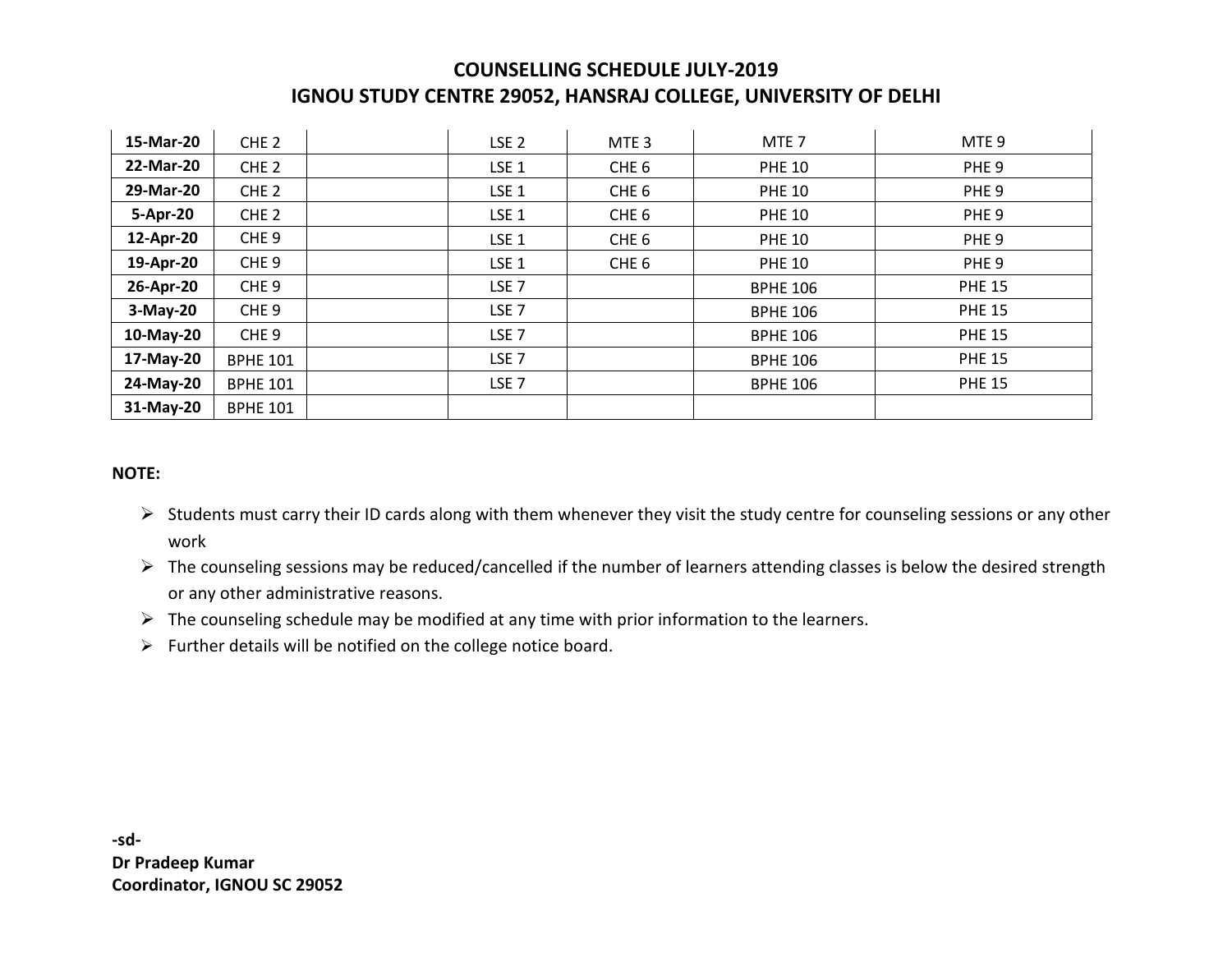# COUNSELLING SCHEDULE JULY-2019
## IGNOU STUDY CENTRE 29052, HANSRAJ COLLEGE, UNIVERSITY OF DELHI

| | | | | | | |
|---|---|---|---|---|---|---|
| **15-Mar-20** | CHE 2 | | LSE 2 | MTE 3 | MTE 7 | MTE 9 |
| **22-Mar-20** | CHE 2 | | LSE 1 | CHE 6 | PHE 10 | PHE 9 |
| **29-Mar-20** | CHE 2 | | LSE 1 | CHE 6 | PHE 10 | PHE 9 |
| **5-Apr-20** | CHE 2 | | LSE 1 | CHE 6 | PHE 10 | PHE 9 |
| **12-Apr-20** | CHE 9 | | LSE 1 | CHE 6 | PHE 10 | PHE 9 |
| **19-Apr-20** | CHE 9 | | LSE 1 | CHE 6 | PHE 10 | PHE 9 |
| **26-Apr-20** | CHE 9 | | LSE 7 | | BPHE 106 | PHE 15 |
| **3-May-20** | CHE 9 | | LSE 7 | | BPHE 106 | PHE 15 |
| **10-May-20** | CHE 9 | | LSE 7 | | BPHE 106 | PHE 15 |
| **17-May-20** | BPHE 101 | | LSE 7 | | BPHE 106 | PHE 15 |
| **24-May-20** | BPHE 101 | | LSE 7 | | BPHE 106 | PHE 15 |
| **31-May-20** | BPHE 101 | | | | | |

**NOTE:**

- Students must carry their ID cards along with them whenever they visit the study centre for counseling sessions or any other work
- The counseling sessions may be reduced/cancelled if the number of learners attending classes is below the desired strength or any other administrative reasons.
- The counseling schedule may be modified at any time with prior information to the learners.
- Further details will be notified on the college notice board.

**-sd-**
**Dr Pradeep Kumar**
**Coordinator, IGNOU SC 29052**